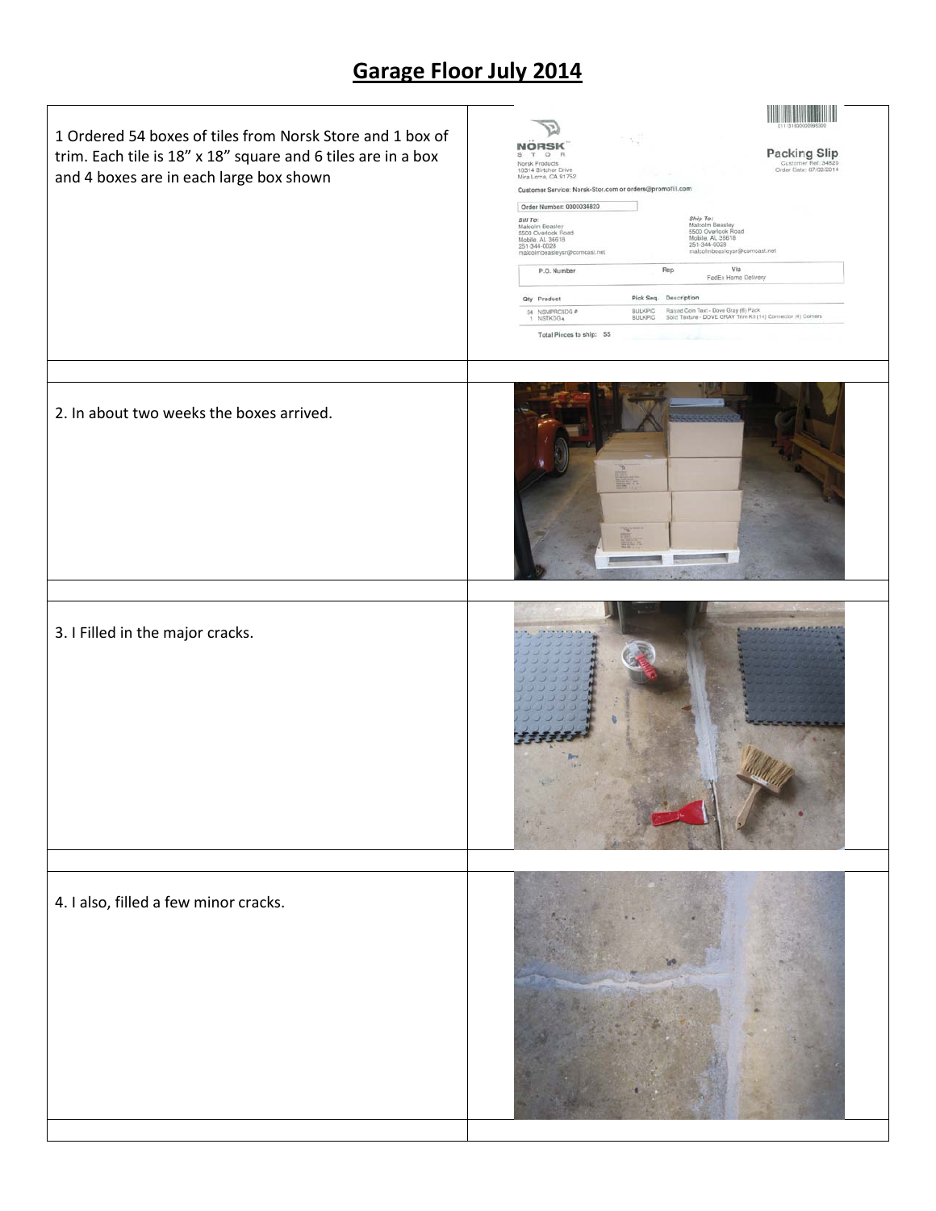# Garage Floor July 2014

1 Ordered 54 boxes of tiles from Norsk Store and 1 box of trim. Each tile is 18” x 18” square and 6 tiles are in a box and 4 boxes are in each large box shown

2. In about two weeks the boxes arrived.

3. I Filled in the major cracks.

4. I also, filled a few minor cracks.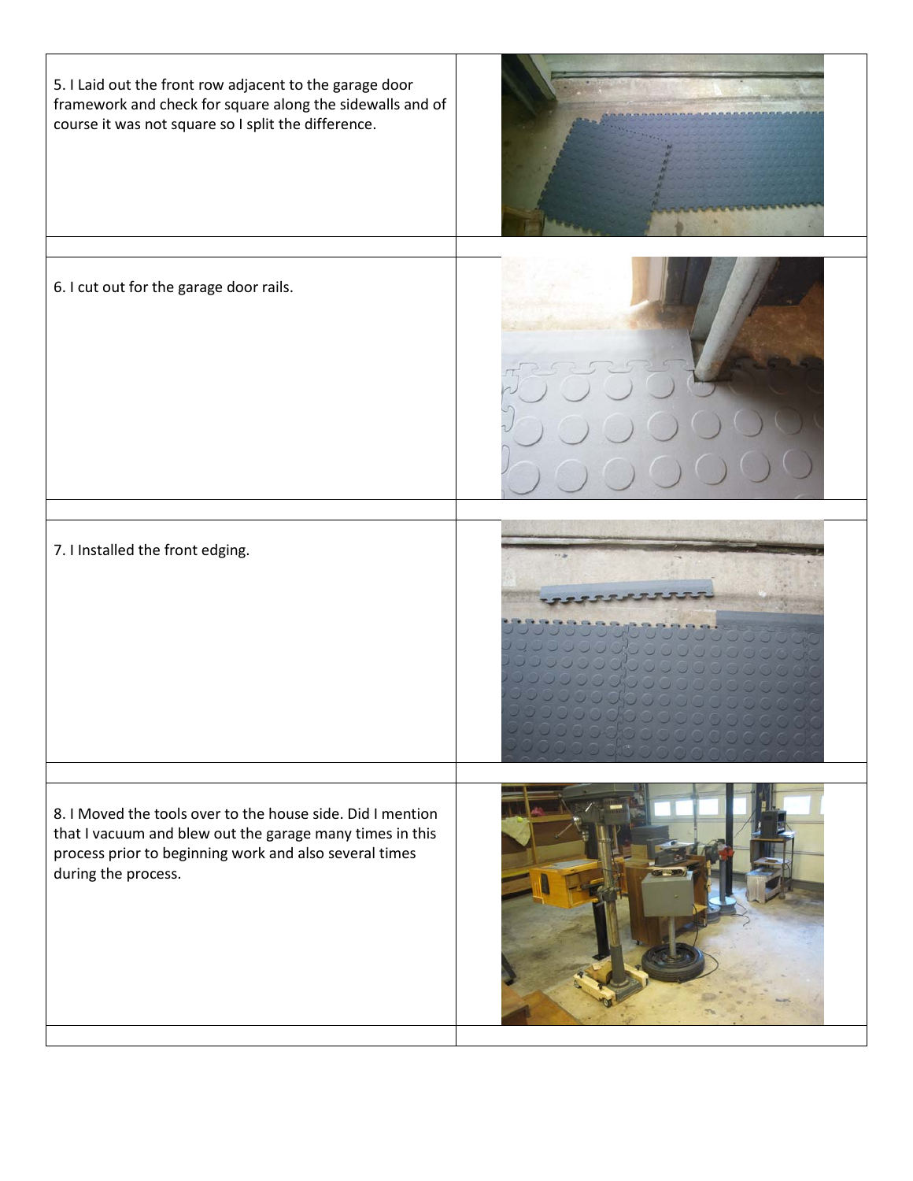5. I Laid out the front row adjacent to the garage door framework and check for square along the sidewalls and of course it was not square so I split the difference.

6. I cut out for the garage door rails.

7. I Installed the front edging.

8. I Moved the tools over to the house side. Did I mention that I vacuum and blew out the garage many times in this process prior to beginning work and also several times during the process.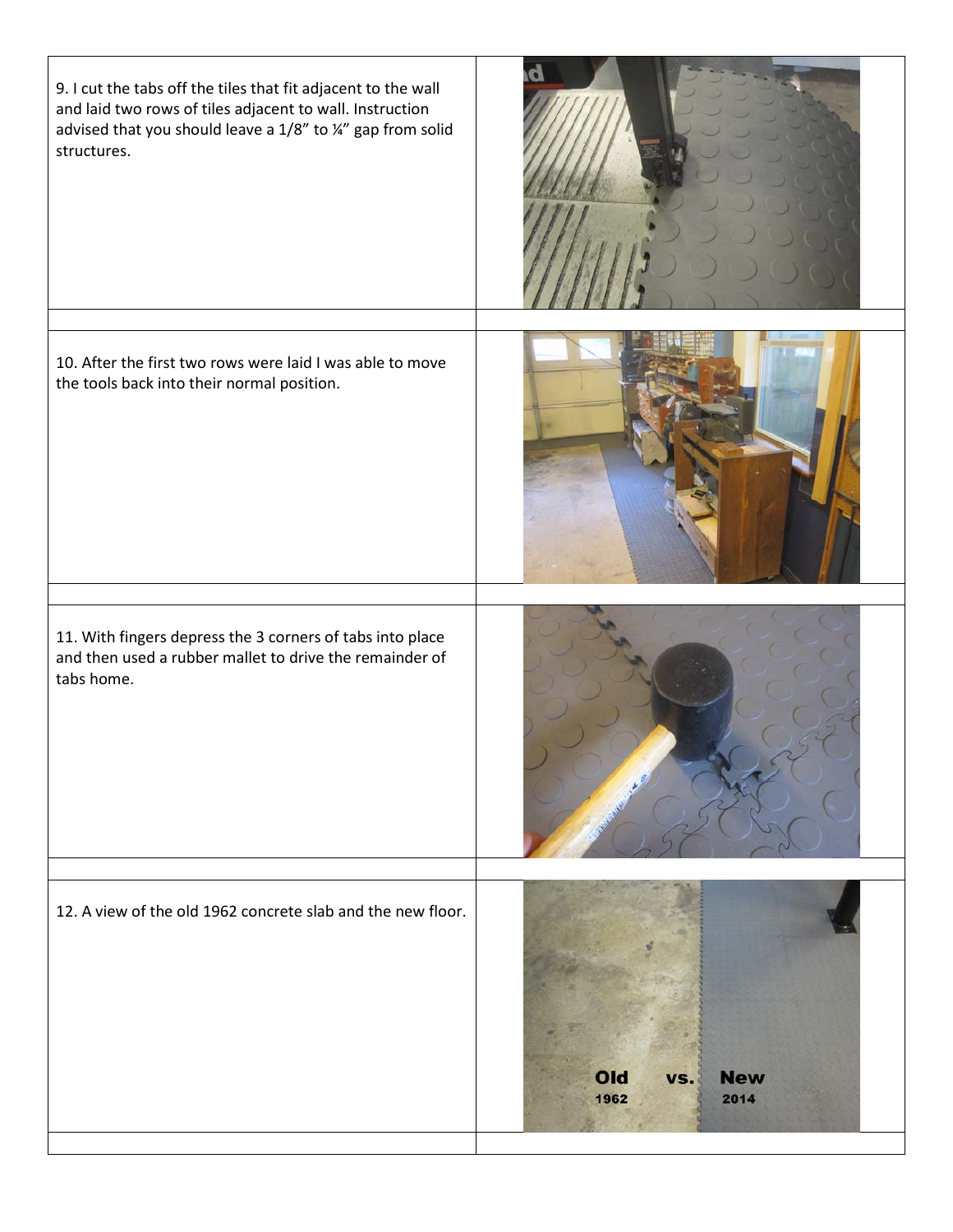9. I cut the tabs off the tiles that fit adjacent to the wall and laid two rows of tiles adjacent to wall. Instruction advised that you should leave a 1/8” to ¼” gap from solid structures.

10. After the first two rows were laid I was able to move the tools back into their normal position.

11. With fingers depress the 3 corners of tabs into place and then used a rubber mallet to drive the remainder of tabs home.

12. A view of the old 1962 concrete slab and the new floor.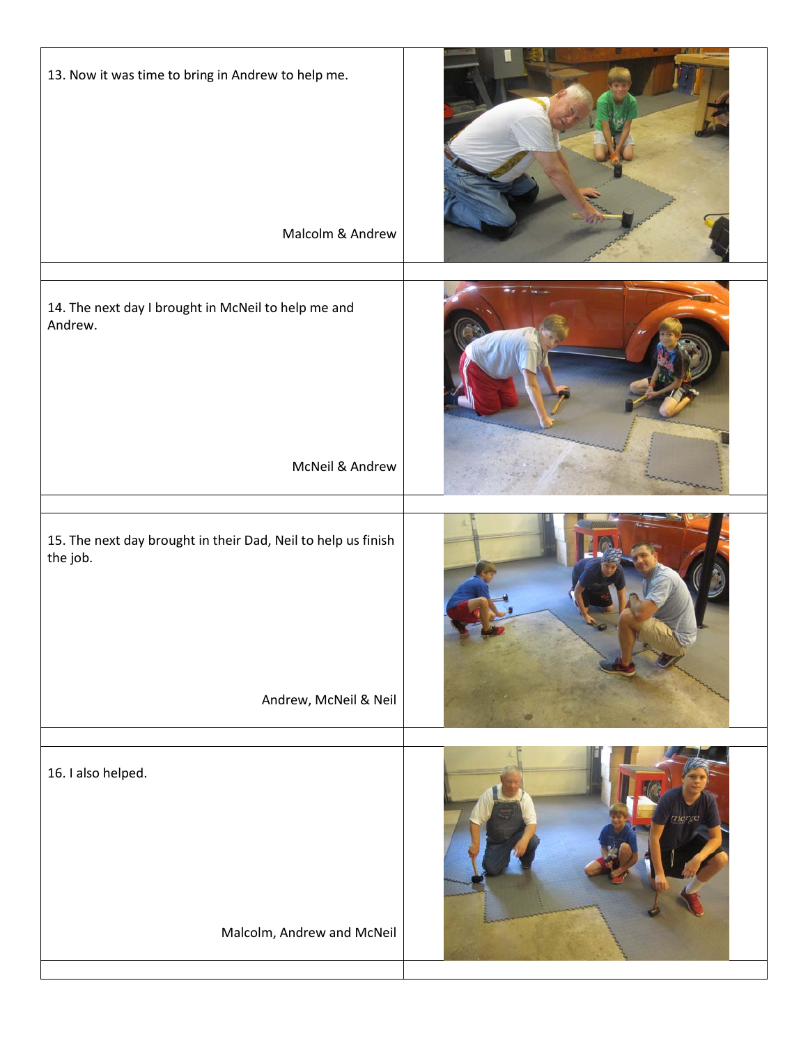13. Now it was time to bring in Andrew to help me.

Malcolm & Andrew

14. The next day I brought in McNeil to help me and Andrew.

McNeil & Andrew

15. The next day brought in their Dad, Neil to help us finish the job.

Andrew, McNeil & Neil

16. I also helped.

Malcolm, Andrew and McNeil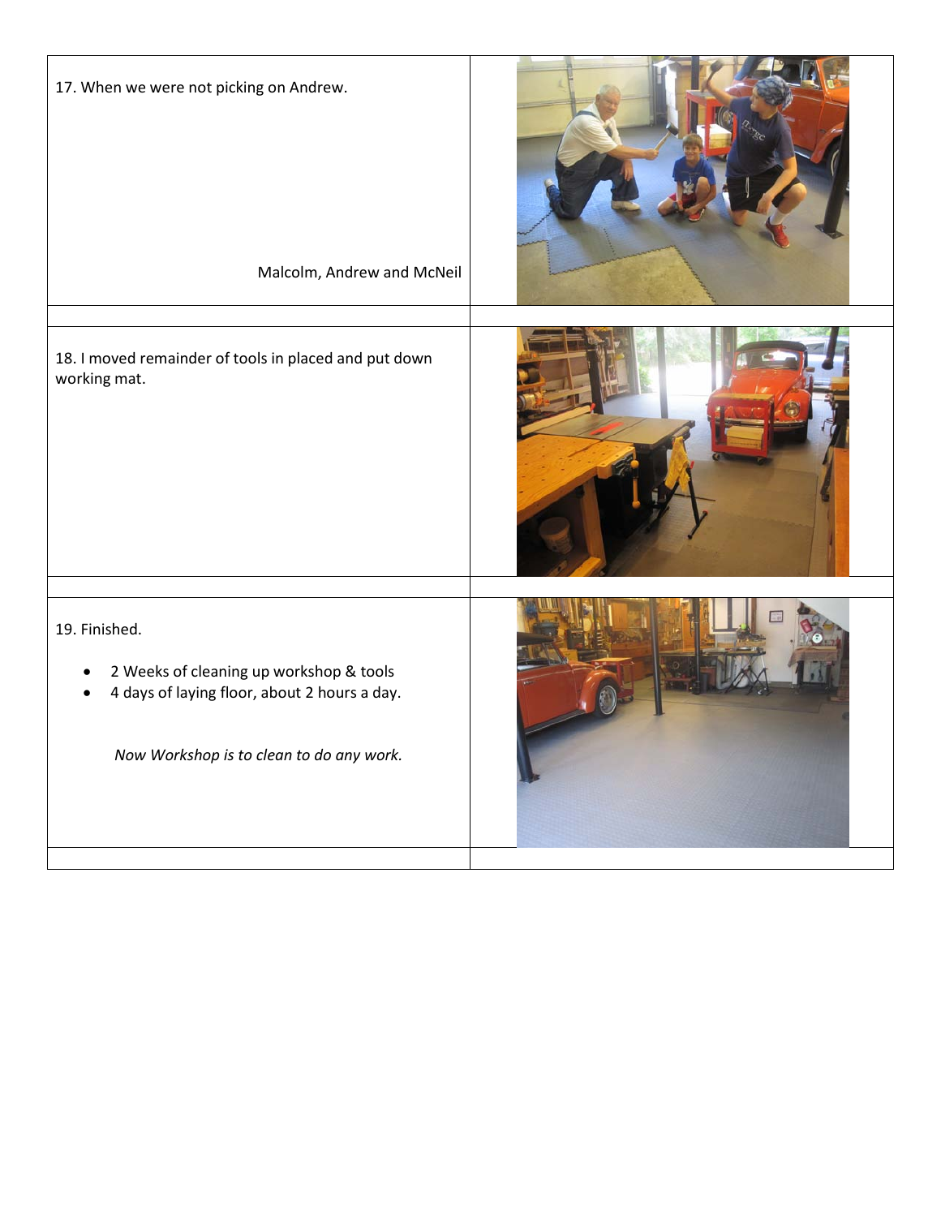17. When we were not picking on Andrew.

Malcolm, Andrew and McNeil

18. I moved remainder of tools in placed and put down working mat.

19. Finished.

- 2 Weeks of cleaning up workshop & tools
- 4 days of laying floor, about 2 hours a day.

*Now Workshop is to clean to do any work.*